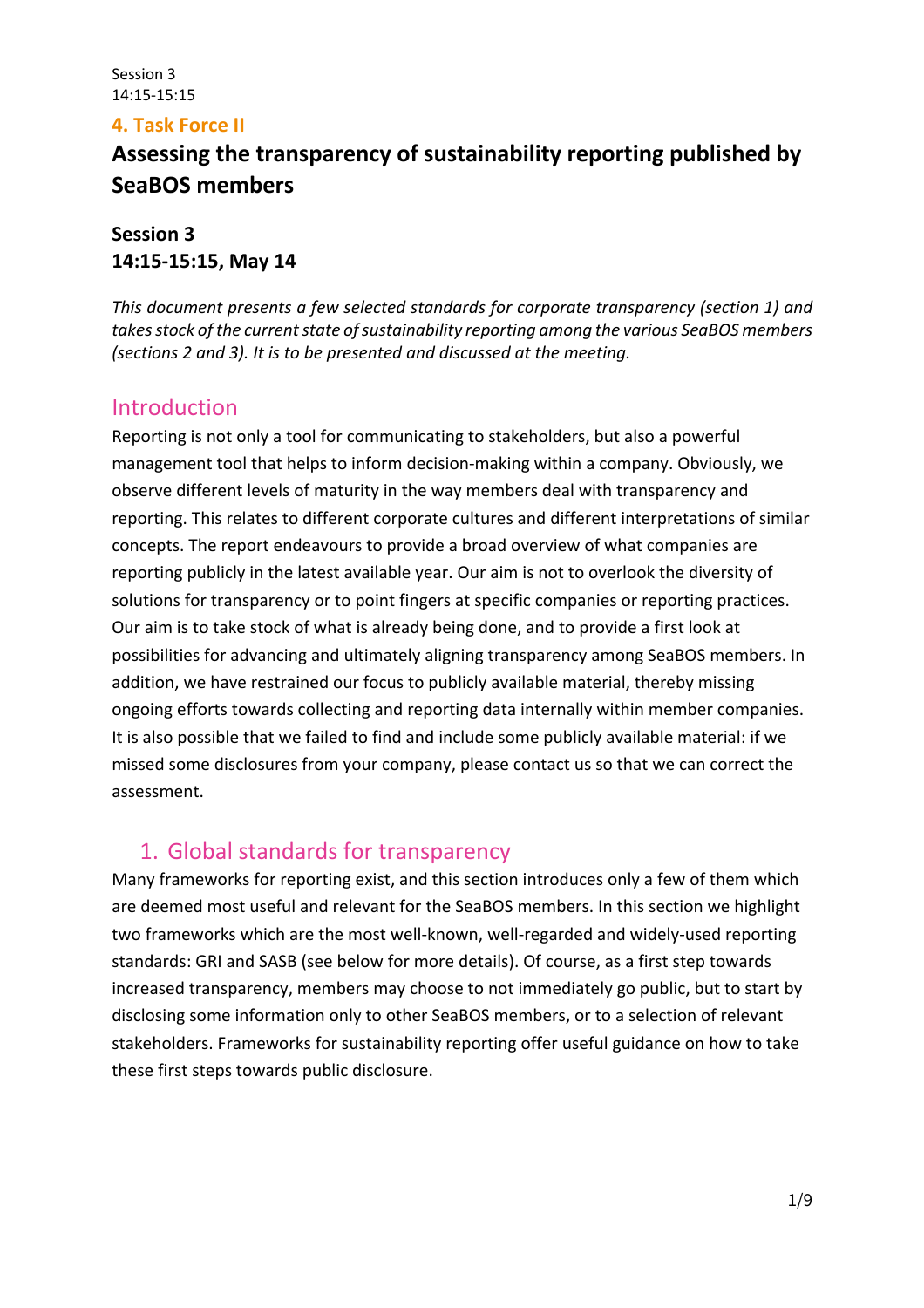Session 3
14:15-15:15

## 4. Task Force II

# Assessing the transparency of sustainability reporting published by SeaBOS members

**Session 3**
**14:15-15:15, May 14**

*This document presents a few selected standards for corporate transparency (section 1) and takes stock of the current state of sustainability reporting among the various SeaBOS members (sections 2 and 3). It is to be presented and discussed at the meeting.*

## Introduction

Reporting is not only a tool for communicating to stakeholders, but also a powerful management tool that helps to inform decision-making within a company. Obviously, we observe different levels of maturity in the way members deal with transparency and reporting. This relates to different corporate cultures and different interpretations of similar concepts. The report endeavours to provide a broad overview of what companies are reporting publicly in the latest available year. Our aim is not to overlook the diversity of solutions for transparency or to point fingers at specific companies or reporting practices. Our aim is to take stock of what is already being done, and to provide a first look at possibilities for advancing and ultimately aligning transparency among SeaBOS members. In addition, we have restrained our focus to publicly available material, thereby missing ongoing efforts towards collecting and reporting data internally within member companies. It is also possible that we failed to find and include some publicly available material: if we missed some disclosures from your company, please contact us so that we can correct the assessment.

## 1. Global standards for transparency

Many frameworks for reporting exist, and this section introduces only a few of them which are deemed most useful and relevant for the SeaBOS members. In this section we highlight two frameworks which are the most well-known, well-regarded and widely-used reporting standards: GRI and SASB (see below for more details). Of course, as a first step towards increased transparency, members may choose to not immediately go public, but to start by disclosing some information only to other SeaBOS members, or to a selection of relevant stakeholders. Frameworks for sustainability reporting offer useful guidance on how to take these first steps towards public disclosure.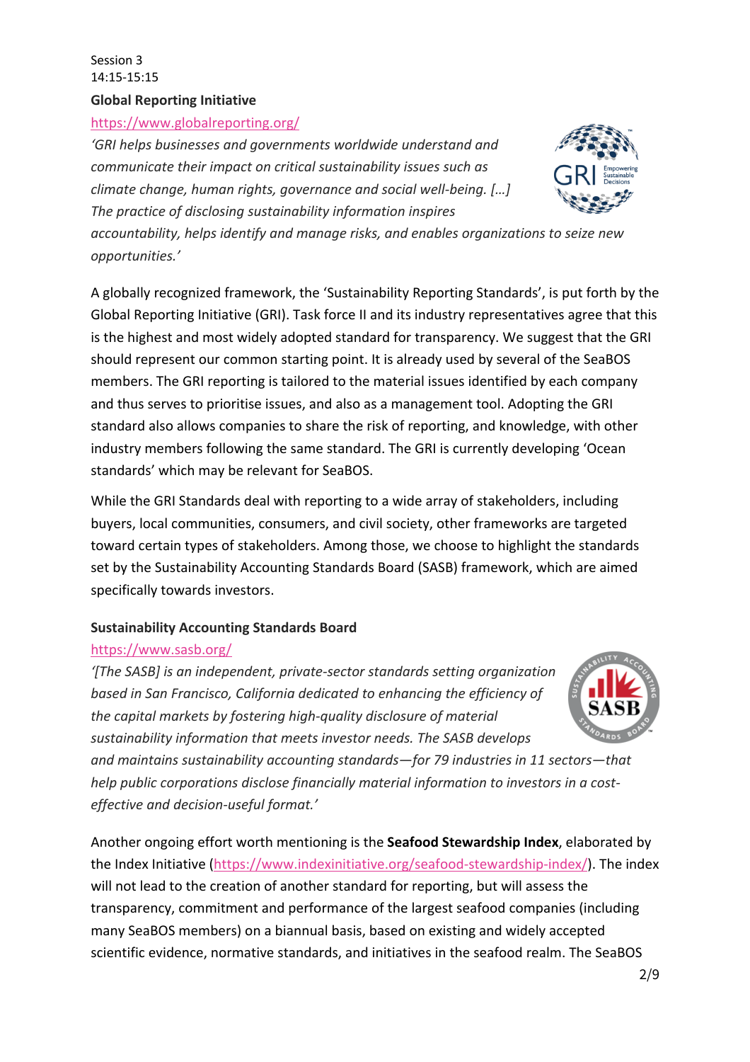Session 3
14:15-15:15

**Global Reporting Initiative**

https://www.globalreporting.org/

*'GRI helps businesses and governments worldwide understand and communicate their impact on critical sustainability issues such as climate change, human rights, governance and social well-being. […] The practice of disclosing sustainability information inspires accountability, helps identify and manage risks, and enables organizations to seize new opportunities.'*

A globally recognized framework, the 'Sustainability Reporting Standards', is put forth by the Global Reporting Initiative (GRI). Task force II and its industry representatives agree that this is the highest and most widely adopted standard for transparency. We suggest that the GRI should represent our common starting point. It is already used by several of the SeaBOS members. The GRI reporting is tailored to the material issues identified by each company and thus serves to prioritise issues, and also as a management tool. Adopting the GRI standard also allows companies to share the risk of reporting, and knowledge, with other industry members following the same standard. The GRI is currently developing 'Ocean standards' which may be relevant for SeaBOS.

While the GRI Standards deal with reporting to a wide array of stakeholders, including buyers, local communities, consumers, and civil society, other frameworks are targeted toward certain types of stakeholders. Among those, we choose to highlight the standards set by the Sustainability Accounting Standards Board (SASB) framework, which are aimed specifically towards investors.

**Sustainability Accounting Standards Board**

https://www.sasb.org/

*'[The SASB] is an independent, private-sector standards setting organization based in San Francisco, California dedicated to enhancing the efficiency of the capital markets by fostering high-quality disclosure of material sustainability information that meets investor needs. The SASB develops and maintains sustainability accounting standards—for 79 industries in 11 sectors—that help public corporations disclose financially material information to investors in a cost-effective and decision-useful format.'*

Another ongoing effort worth mentioning is the **Seafood Stewardship Index**, elaborated by the Index Initiative (https://www.indexinitiative.org/seafood-stewardship-index/). The index will not lead to the creation of another standard for reporting, but will assess the transparency, commitment and performance of the largest seafood companies (including many SeaBOS members) on a biannual basis, based on existing and widely accepted scientific evidence, normative standards, and initiatives in the seafood realm. The SeaBOS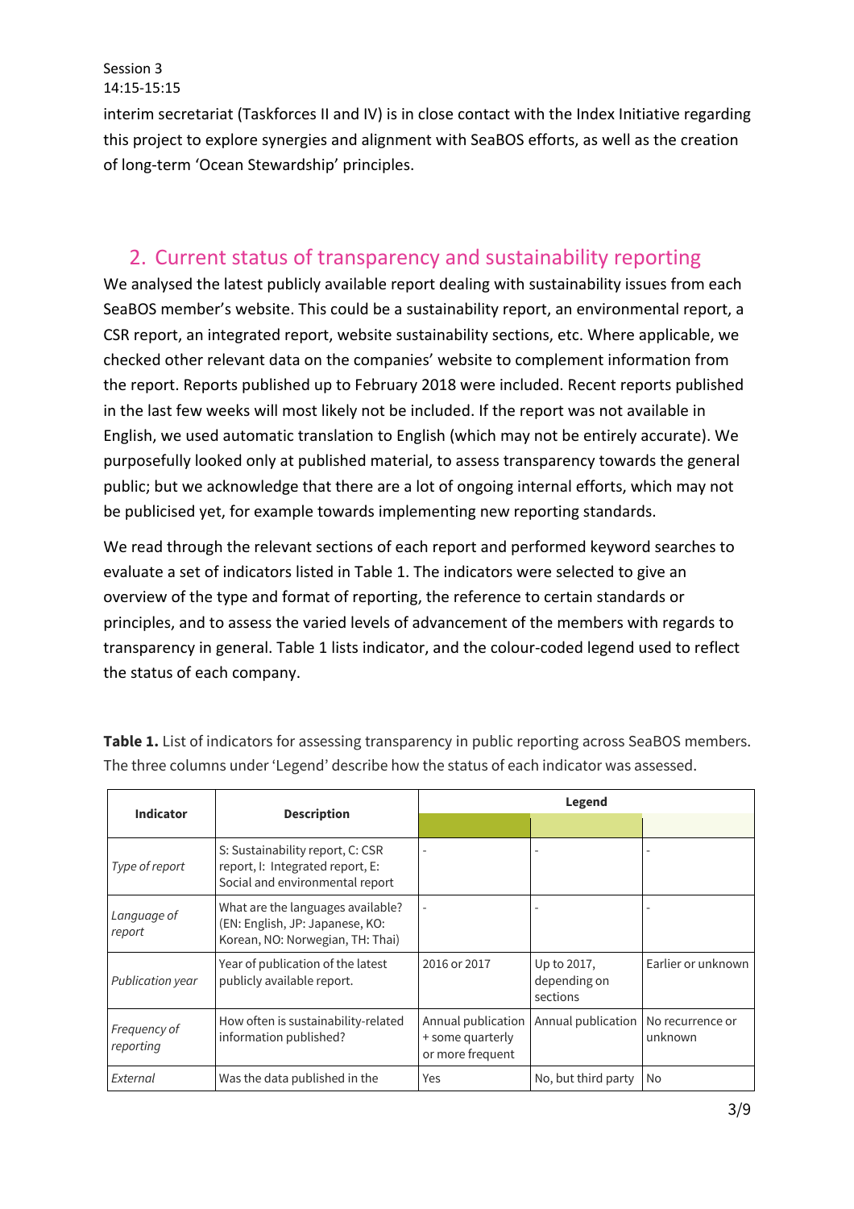interim secretariat (Taskforces II and IV) is in close contact with the Index Initiative regarding this project to explore synergies and alignment with SeaBOS efforts, as well as the creation of long-term 'Ocean Stewardship' principles.

## 2. Current status of transparency and sustainability reporting

We analysed the latest publicly available report dealing with sustainability issues from each SeaBOS member's website. This could be a sustainability report, an environmental report, a CSR report, an integrated report, website sustainability sections, etc. Where applicable, we checked other relevant data on the companies' website to complement information from the report. Reports published up to February 2018 were included. Recent reports published in the last few weeks will most likely not be included. If the report was not available in English, we used automatic translation to English (which may not be entirely accurate). We purposefully looked only at published material, to assess transparency towards the general public; but we acknowledge that there are a lot of ongoing internal efforts, which may not be publicised yet, for example towards implementing new reporting standards.

We read through the relevant sections of each report and performed keyword searches to evaluate a set of indicators listed in Table 1. The indicators were selected to give an overview of the type and format of reporting, the reference to certain standards or principles, and to assess the varied levels of advancement of the members with regards to transparency in general. Table 1 lists indicator, and the colour-coded legend used to reflect the status of each company.

**Table 1.** List of indicators for assessing transparency in public reporting across SeaBOS members. The three columns under 'Legend' describe how the status of each indicator was assessed.

| Indicator | Description | Legend | | |
|---|---|---|---|---|
| | | | | |
| *Type of report* | S: Sustainability report, C: CSR report, I: Integrated report, E: Social and environmental report | - | - | - |
| *Language of report* | What are the languages available? (EN: English, JP: Japanese, KO: Korean, NO: Norwegian, TH: Thai) | - | - | - |
| *Publication year* | Year of publication of the latest publicly available report. | 2016 or 2017 | Up to 2017, depending on sections | Earlier or unknown |
| *Frequency of reporting* | How often is sustainability-related information published? | Annual publication + some quarterly or more frequent | Annual publication | No recurrence or unknown |
| *External* | Was the data published in the | Yes | No, but third party | No |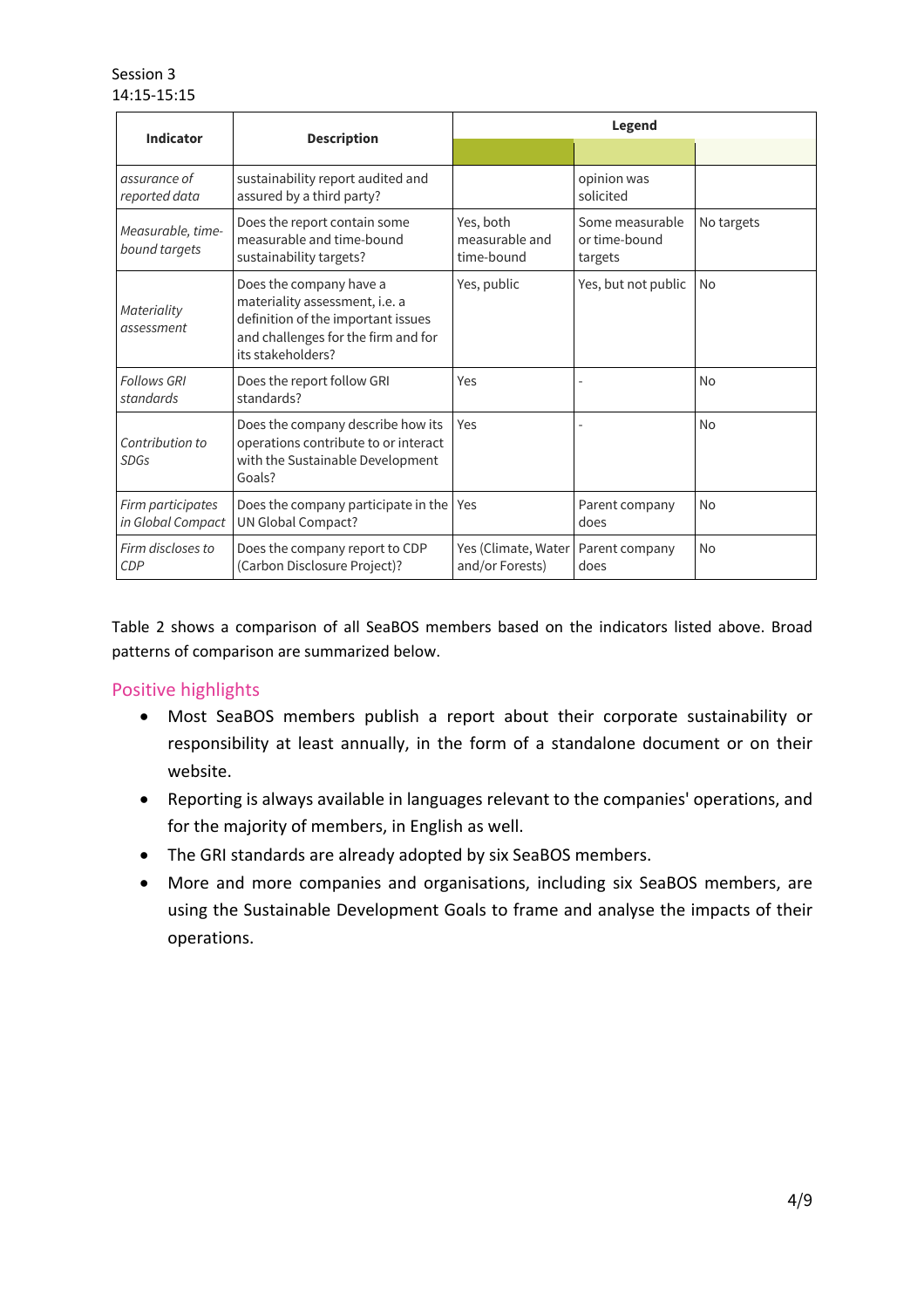Session 3
14:15-15:15

| Indicator | Description | Legend | | |
|---|---|---|---|---|
| | | | | |
| *assurance of reported data* | sustainability report audited and assured by a third party? | | opinion was solicited | |
| *Measurable, time-bound targets* | Does the report contain some measurable and time-bound sustainability targets? | Yes, both measurable and time-bound | Some measurable or time-bound targets | No targets |
| *Materiality assessment* | Does the company have a materiality assessment, i.e. a definition of the important issues and challenges for the firm and for its stakeholders? | Yes, public | Yes, but not public | No |
| *Follows GRI standards* | Does the report follow GRI standards? | Yes | - | No |
| *Contribution to SDGs* | Does the company describe how its operations contribute to or interact with the Sustainable Development Goals? | Yes | - | No |
| *Firm participates in Global Compact* | Does the company participate in the UN Global Compact? | Yes | Parent company does | No |
| *Firm discloses to CDP* | Does the company report to CDP (Carbon Disclosure Project)? | Yes (Climate, Water and/or Forests) | Parent company does | No |

Table 2 shows a comparison of all SeaBOS members based on the indicators listed above. Broad patterns of comparison are summarized below.

## Positive highlights

- Most SeaBOS members publish a report about their corporate sustainability or responsibility at least annually, in the form of a standalone document or on their website.
- Reporting is always available in languages relevant to the companies' operations, and for the majority of members, in English as well.
- The GRI standards are already adopted by six SeaBOS members.
- More and more companies and organisations, including six SeaBOS members, are using the Sustainable Development Goals to frame and analyse the impacts of their operations.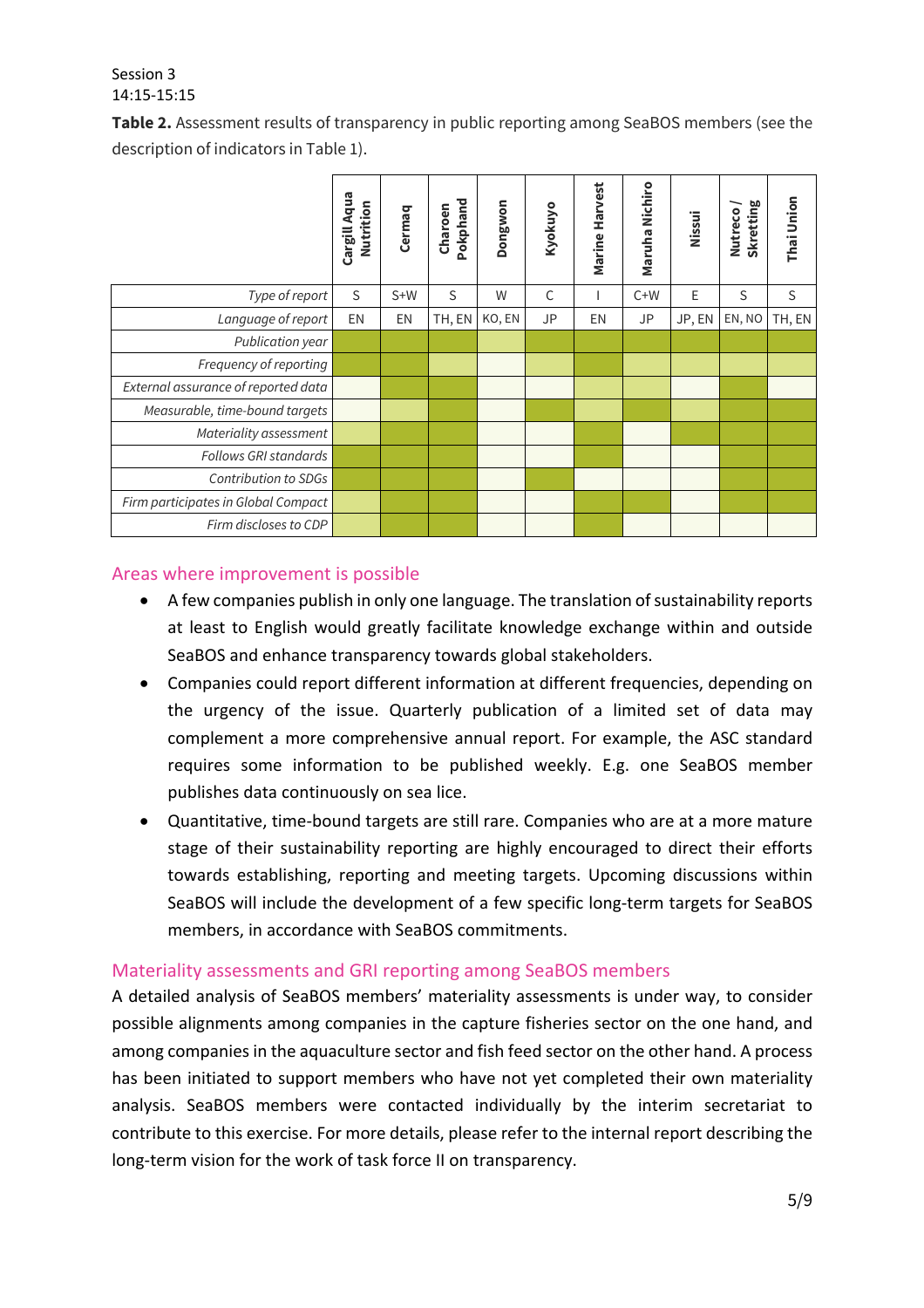**Table 2.** Assessment results of transparency in public reporting among SeaBOS members (see the description of indicators in Table 1).

| | Cargill Aqua Nutrition | Cermaq | Charoen Pokphand | Dongwon | Kyokuyo | Marine Harvest | Maruha Nichiro | Nissui | Nutreco / Skretting | Thai Union |
|---|---|---|---|---|---|---|---|---|---|---|
| *Type of report* | S | S+W | S | W | C | I | C+W | E | S | S |
| *Language of report* | EN | EN | TH, EN | KO, EN | JP | EN | JP | JP, EN | EN, NO | TH, EN |
| *Publication year* | | | | | | | | | | |
| *Frequency of reporting* | | | | | | | | | | |
| *External assurance of reported data* | | | | | | | | | | |
| *Measurable, time-bound targets* | | | | | | | | | | |
| *Materiality assessment* | | | | | | | | | | |
| *Follows GRI standards* | | | | | | | | | | |
| *Contribution to SDGs* | | | | | | | | | | |
| *Firm participates in Global Compact* | | | | | | | | | | |
| *Firm discloses to CDP* | | | | | | | | | | |

## Areas where improvement is possible

- A few companies publish in only one language. The translation of sustainability reports at least to English would greatly facilitate knowledge exchange within and outside SeaBOS and enhance transparency towards global stakeholders.
- Companies could report different information at different frequencies, depending on the urgency of the issue. Quarterly publication of a limited set of data may complement a more comprehensive annual report. For example, the ASC standard requires some information to be published weekly. E.g. one SeaBOS member publishes data continuously on sea lice.
- Quantitative, time-bound targets are still rare. Companies who are at a more mature stage of their sustainability reporting are highly encouraged to direct their efforts towards establishing, reporting and meeting targets. Upcoming discussions within SeaBOS will include the development of a few specific long-term targets for SeaBOS members, in accordance with SeaBOS commitments.

## Materiality assessments and GRI reporting among SeaBOS members

A detailed analysis of SeaBOS members' materiality assessments is under way, to consider possible alignments among companies in the capture fisheries sector on the one hand, and among companies in the aquaculture sector and fish feed sector on the other hand. A process has been initiated to support members who have not yet completed their own materiality analysis. SeaBOS members were contacted individually by the interim secretariat to contribute to this exercise. For more details, please refer to the internal report describing the long-term vision for the work of task force II on transparency.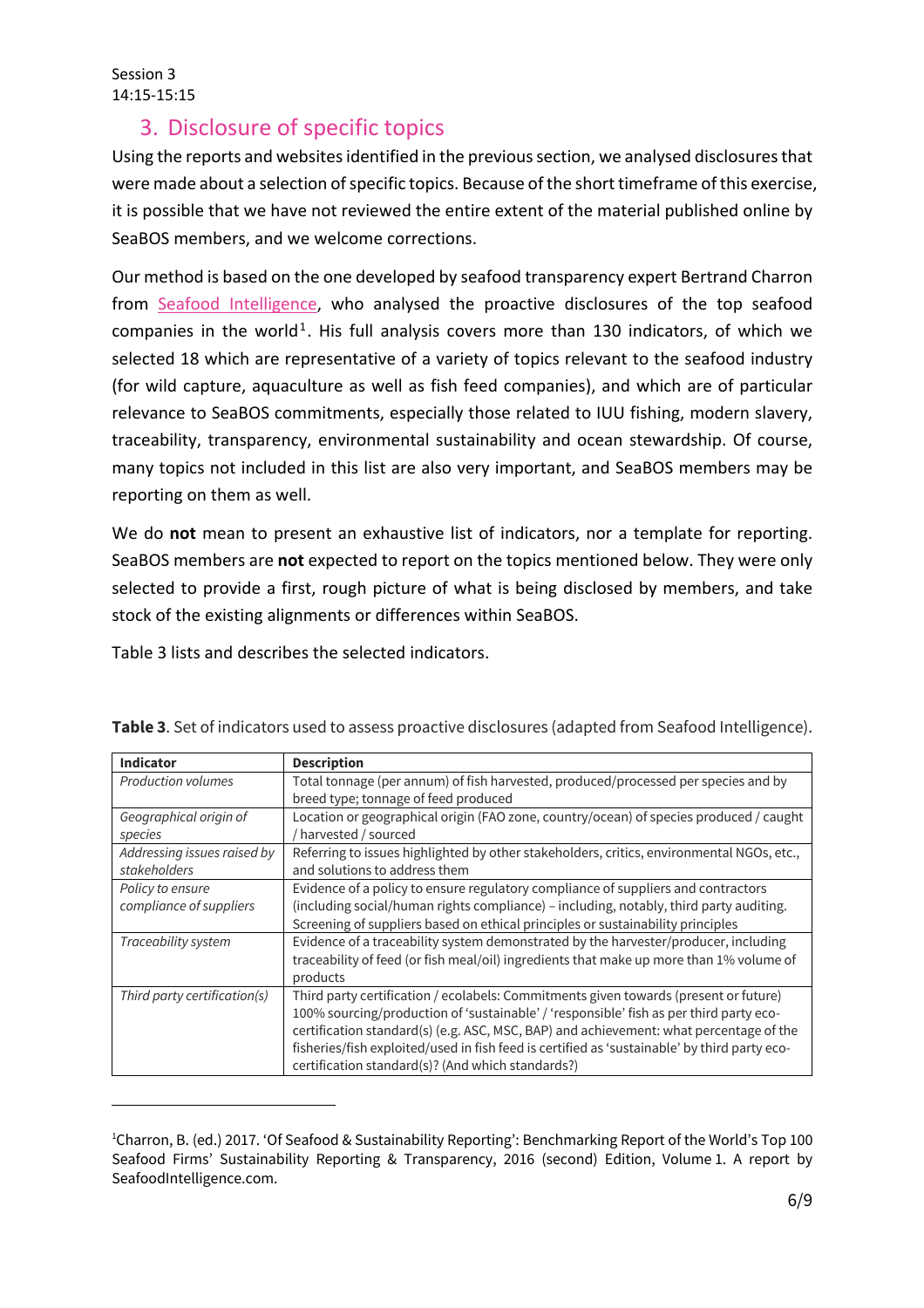Session 3
14:15-15:15

## 3. Disclosure of specific topics

Using the reports and websites identified in the previous section, we analysed disclosures that were made about a selection of specific topics. Because of the short timeframe of this exercise, it is possible that we have not reviewed the entire extent of the material published online by SeaBOS members, and we welcome corrections.

Our method is based on the one developed by seafood transparency expert Bertrand Charron from Seafood Intelligence, who analysed the proactive disclosures of the top seafood companies in the world[1]. His full analysis covers more than 130 indicators, of which we selected 18 which are representative of a variety of topics relevant to the seafood industry (for wild capture, aquaculture as well as fish feed companies), and which are of particular relevance to SeaBOS commitments, especially those related to IUU fishing, modern slavery, traceability, transparency, environmental sustainability and ocean stewardship. Of course, many topics not included in this list are also very important, and SeaBOS members may be reporting on them as well.

We do **not** mean to present an exhaustive list of indicators, nor a template for reporting. SeaBOS members are **not** expected to report on the topics mentioned below. They were only selected to provide a first, rough picture of what is being disclosed by members, and take stock of the existing alignments or differences within SeaBOS.

Table 3 lists and describes the selected indicators.

**Table 3**. Set of indicators used to assess proactive disclosures (adapted from Seafood Intelligence).

| Indicator | Description |
| --- | --- |
| *Production volumes* | Total tonnage (per annum) of fish harvested, produced/processed per species and by breed type; tonnage of feed produced |
| *Geographical origin of species* | Location or geographical origin (FAO zone, country/ocean) of species produced / caught / harvested / sourced |
| *Addressing issues raised by stakeholders* | Referring to issues highlighted by other stakeholders, critics, environmental NGOs, etc., and solutions to address them |
| *Policy to ensure compliance of suppliers* | Evidence of a policy to ensure regulatory compliance of suppliers and contractors (including social/human rights compliance) – including, notably, third party auditing. Screening of suppliers based on ethical principles or sustainability principles |
| *Traceability system* | Evidence of a traceability system demonstrated by the harvester/producer, including traceability of feed (or fish meal/oil) ingredients that make up more than 1% volume of products |
| *Third party certification(s)* | Third party certification / ecolabels: Commitments given towards (present or future) 100% sourcing/production of 'sustainable' / 'responsible' fish as per third party eco-certification standard(s) (e.g. ASC, MSC, BAP) and achievement: what percentage of the fisheries/fish exploited/used in fish feed is certified as 'sustainable' by third party eco-certification standard(s)? (And which standards?) |

[1] Charron, B. (ed.) 2017. 'Of Seafood & Sustainability Reporting': Benchmarking Report of the World's Top 100 Seafood Firms' Sustainability Reporting & Transparency, 2016 (second) Edition, Volume 1. A report by SeafoodIntelligence.com.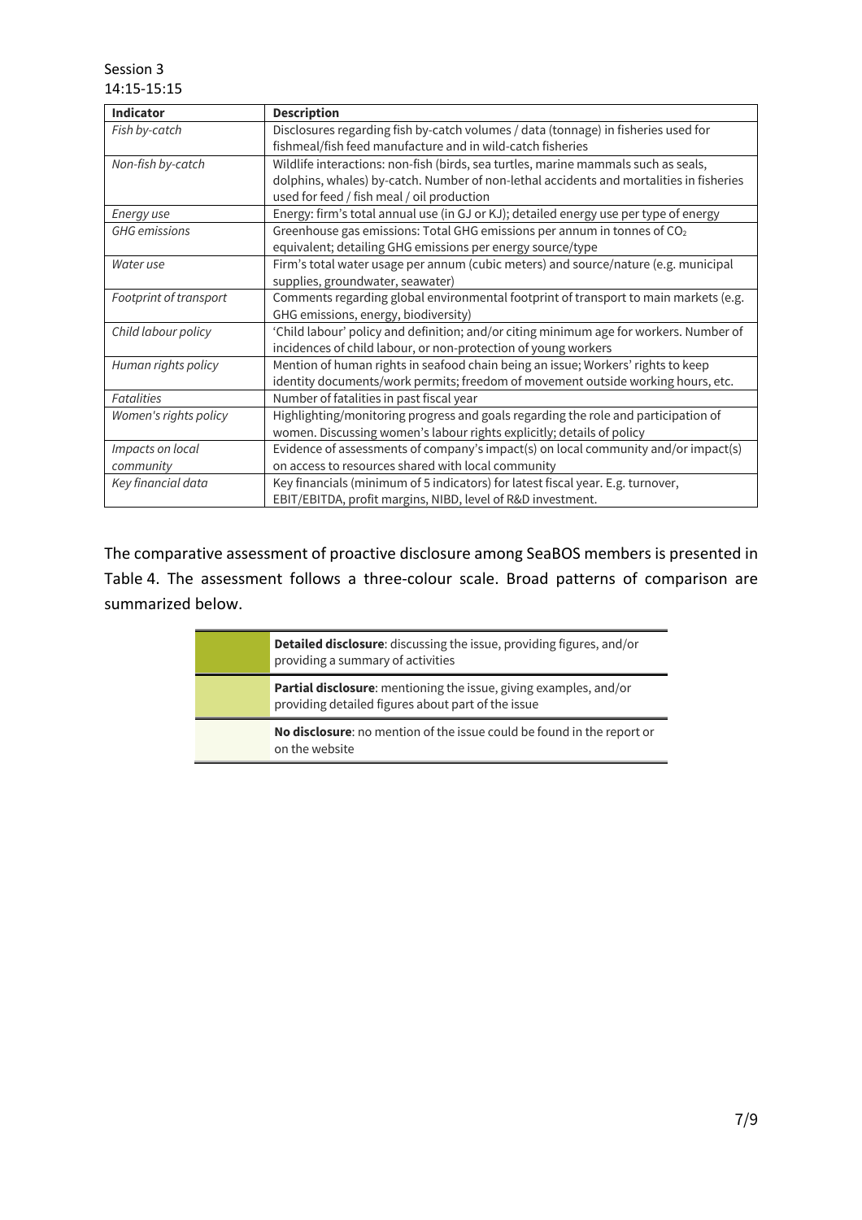Session 3
14:15-15:15

| Indicator | Description |
|---|---|
| *Fish by-catch* | Disclosures regarding fish by-catch volumes / data (tonnage) in fisheries used for fishmeal/fish feed manufacture and in wild-catch fisheries |
| *Non-fish by-catch* | Wildlife interactions: non-fish (birds, sea turtles, marine mammals such as seals, dolphins, whales) by-catch. Number of non-lethal accidents and mortalities in fisheries used for feed / fish meal / oil production |
| *Energy use* | Energy: firm's total annual use (in GJ or KJ); detailed energy use per type of energy |
| *GHG emissions* | Greenhouse gas emissions: Total GHG emissions per annum in tonnes of $CO_2$ equivalent; detailing GHG emissions per energy source/type |
| *Water use* | Firm's total water usage per annum (cubic meters) and source/nature (e.g. municipal supplies, groundwater, seawater) |
| *Footprint of transport* | Comments regarding global environmental footprint of transport to main markets (e.g. GHG emissions, energy, biodiversity) |
| *Child labour policy* | 'Child labour' policy and definition; and/or citing minimum age for workers. Number of incidences of child labour, or non-protection of young workers |
| *Human rights policy* | Mention of human rights in seafood chain being an issue; Workers' rights to keep identity documents/work permits; freedom of movement outside working hours, etc. |
| *Fatalities* | Number of fatalities in past fiscal year |
| *Women's rights policy* | Highlighting/monitoring progress and goals regarding the role and participation of women. Discussing women's labour rights explicitly; details of policy |
| *Impacts on local community* | Evidence of assessments of company's impact(s) on local community and/or impact(s) on access to resources shared with local community |
| *Key financial data* | Key financials (minimum of 5 indicators) for latest fiscal year. E.g. turnover, EBIT/EBITDA, profit margins, NIBD, level of R&D investment. |

The comparative assessment of proactive disclosure among SeaBOS members is presented in Table 4. The assessment follows a three-colour scale. Broad patterns of comparison are summarized below.

| | |
|---|---|
| (dark green) | **Detailed disclosure**: discussing the issue, providing figures, and/or providing a summary of activities |
| (light green) | **Partial disclosure**: mentioning the issue, giving examples, and/or providing detailed figures about part of the issue |
| (pale) | **No disclosure**: no mention of the issue could be found in the report or on the website |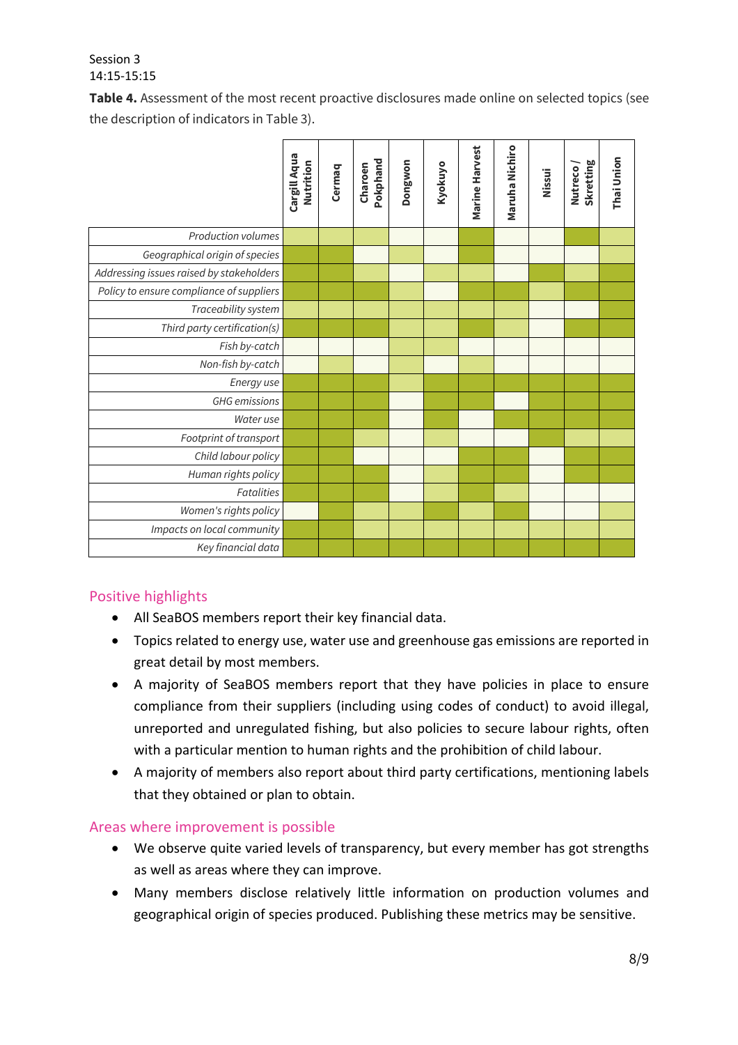Session 3
14:15-15:15

**Table 4.** Assessment of the most recent proactive disclosures made online on selected topics (see the description of indicators in Table 3).

| | Cargill Aqua Nutrition | Cermaq | Charoen Pokphand | Dongwon | Kyokuyo | Marine Harvest | Maruha Nichiro | Nissui | Nutreco / Skretting | Thai Union |
|---|---|---|---|---|---|---|---|---|---|---|
| *Production volumes* | light | light | light | pale | pale | dark | pale | pale | dark | light |
| *Geographical origin of species* | dark | dark | pale | light | pale | dark | pale | pale | pale | light |
| *Addressing issues raised by stakeholders* | dark | dark | light | pale | light | light | pale | dark | light | dark |
| *Policy to ensure compliance of suppliers* | dark | dark | dark | light | pale | dark | dark | light | dark | dark |
| *Traceability system* | light | light | light | light | light | light | light | pale | pale | dark |
| *Third party certification(s)* | dark | dark | dark | light | light | dark | light | pale | dark | dark |
| *Fish by-catch* | pale | pale | pale | light | light | pale | pale | pale | pale | pale |
| *Non-fish by-catch* | pale | light | pale | light | pale | light | pale | pale | pale | pale |
| *Energy use* | dark | dark | dark | light | dark | dark | dark | dark | dark | dark |
| *GHG emissions* | dark | dark | dark | pale | dark | dark | pale | dark | dark | dark |
| *Water use* | dark | dark | dark | pale | dark | pale | dark | dark | dark | dark |
| *Footprint of transport* | dark | dark | light | pale | light | pale | pale | dark | light | light |
| *Child labour policy* | dark | dark | pale | pale | pale | dark | dark | pale | dark | dark |
| *Human rights policy* | dark | dark | dark | pale | light | dark | dark | pale | dark | dark |
| *Fatalities* | dark | dark | dark | pale | light | dark | light | pale | pale | pale |
| *Women's rights policy* | pale | dark | light | light | dark | light | dark | pale | pale | light |
| *Impacts on local community* | dark | dark | light | light | light | light | light | light | light | light |
| *Key financial data* | dark | dark | dark | dark | dark | dark | dark | dark | dark | dark |

## Positive highlights

- All SeaBOS members report their key financial data.
- Topics related to energy use, water use and greenhouse gas emissions are reported in great detail by most members.
- A majority of SeaBOS members report that they have policies in place to ensure compliance from their suppliers (including using codes of conduct) to avoid illegal, unreported and unregulated fishing, but also policies to secure labour rights, often with a particular mention to human rights and the prohibition of child labour.
- A majority of members also report about third party certifications, mentioning labels that they obtained or plan to obtain.

## Areas where improvement is possible

- We observe quite varied levels of transparency, but every member has got strengths as well as areas where they can improve.
- Many members disclose relatively little information on production volumes and geographical origin of species produced. Publishing these metrics may be sensitive.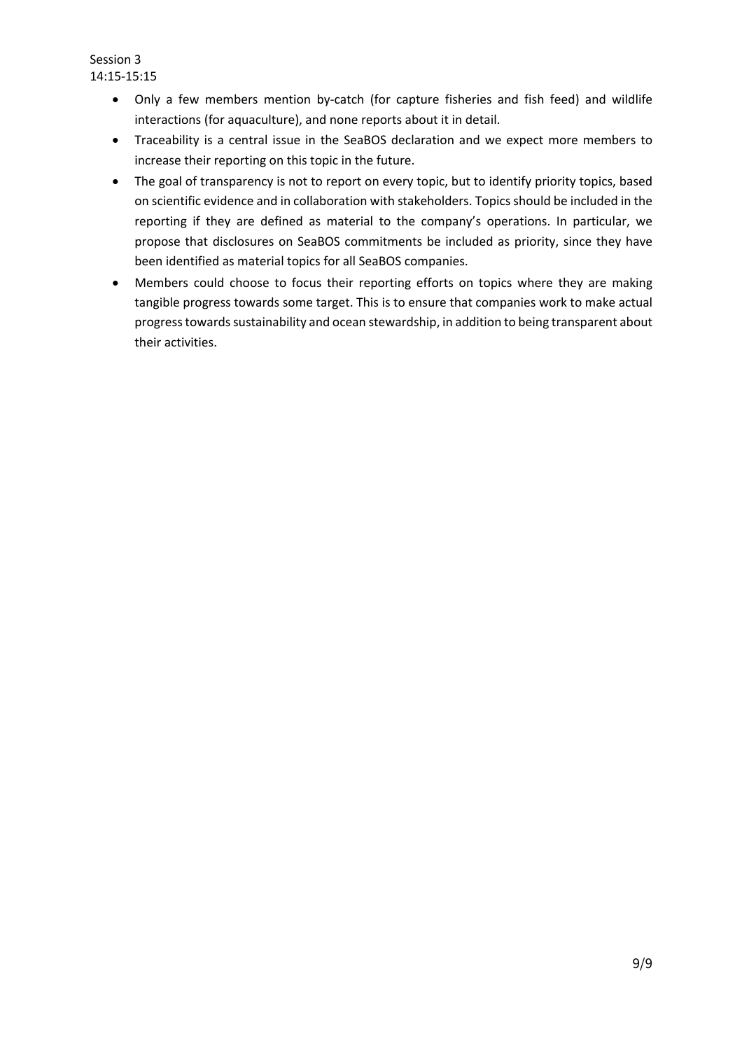Session 3
14:15-15:15

- Only a few members mention by-catch (for capture fisheries and fish feed) and wildlife interactions (for aquaculture), and none reports about it in detail.
- Traceability is a central issue in the SeaBOS declaration and we expect more members to increase their reporting on this topic in the future.
- The goal of transparency is not to report on every topic, but to identify priority topics, based on scientific evidence and in collaboration with stakeholders. Topics should be included in the reporting if they are defined as material to the company's operations. In particular, we propose that disclosures on SeaBOS commitments be included as priority, since they have been identified as material topics for all SeaBOS companies.
- Members could choose to focus their reporting efforts on topics where they are making tangible progress towards some target. This is to ensure that companies work to make actual progress towards sustainability and ocean stewardship, in addition to being transparent about their activities.